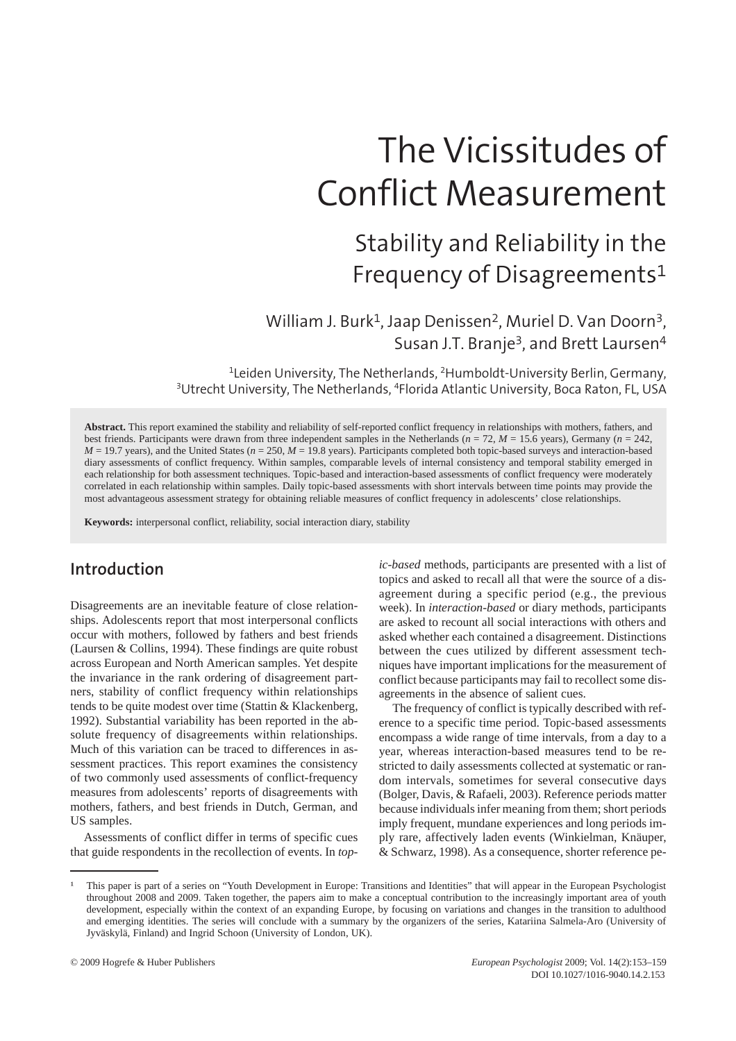# The Vicissitudes of Conflict Measurement

## Stability and Reliability in the Frequency of Disagreements[1]

William J. Burk[1], Jaap Denissen[2], Muriel D. Van Doorn[3], Susan J.T. Branje[3], and Brett Laursen[4]

[1]Leiden University, The Netherlands, [2]Humboldt-University Berlin, Germany, [3]Utrecht University, The Netherlands, [4]Florida Atlantic University, Boca Raton, FL, USA

**Abstract.** This report examined the stability and reliability of self-reported conflict frequency in relationships with mothers, fathers, and best friends. Participants were drawn from three independent samples in the Netherlands ($n$ = 72, $M$ = 15.6 years), Germany ($n$ = 242, $M$ = 19.7 years), and the United States ($n$ = 250, $M$ = 19.8 years). Participants completed both topic-based surveys and interaction-based diary assessments of conflict frequency. Within samples, comparable levels of internal consistency and temporal stability emerged in each relationship for both assessment techniques. Topic-based and interaction-based assessments of conflict frequency were moderately correlated in each relationship within samples. Daily topic-based assessments with short intervals between time points may provide the most advantageous assessment strategy for obtaining reliable measures of conflict frequency in adolescents' close relationships.

**Keywords:** interpersonal conflict, reliability, social interaction diary, stability

## Introduction

Disagreements are an inevitable feature of close relationships. Adolescents report that most interpersonal conflicts occur with mothers, followed by fathers and best friends (Laursen & Collins, 1994). These findings are quite robust across European and North American samples. Yet despite the invariance in the rank ordering of disagreement partners, stability of conflict frequency within relationships tends to be quite modest over time (Stattin & Klackenberg, 1992). Substantial variability has been reported in the absolute frequency of disagreements within relationships. Much of this variation can be traced to differences in assessment practices. This report examines the consistency of two commonly used assessments of conflict-frequency measures from adolescents' reports of disagreements with mothers, fathers, and best friends in Dutch, German, and US samples.

Assessments of conflict differ in terms of specific cues that guide respondents in the recollection of events. In *topic-based* methods, participants are presented with a list of topics and asked to recall all that were the source of a disagreement during a specific period (e.g., the previous week). In *interaction-based* or diary methods, participants are asked to recount all social interactions with others and asked whether each contained a disagreement. Distinctions between the cues utilized by different assessment techniques have important implications for the measurement of conflict because participants may fail to recollect some disagreements in the absence of salient cues.

The frequency of conflict is typically described with reference to a specific time period. Topic-based assessments encompass a wide range of time intervals, from a day to a year, whereas interaction-based measures tend to be restricted to daily assessments collected at systematic or random intervals, sometimes for several consecutive days (Bolger, Davis, & Rafaeli, 2003). Reference periods matter because individuals infer meaning from them; short periods imply frequent, mundane experiences and long periods imply rare, affectively laden events (Winkielman, Knäuper, & Schwarz, 1998). As a consequence, shorter reference pe-

---

[1] This paper is part of a series on "Youth Development in Europe: Transitions and Identities" that will appear in the European Psychologist throughout 2008 and 2009. Taken together, the papers aim to make a conceptual contribution to the increasingly important area of youth development, especially within the context of an expanding Europe, by focusing on variations and changes in the transition to adulthood and emerging identities. The series will conclude with a summary by the organizers of the series, Katariina Salmela-Aro (University of Jyväskylä, Finland) and Ingrid Schoon (University of London, UK).

© 2009 Hogrefe & Huber Publishers

DOI 10.1027/1016-9040.14.2.153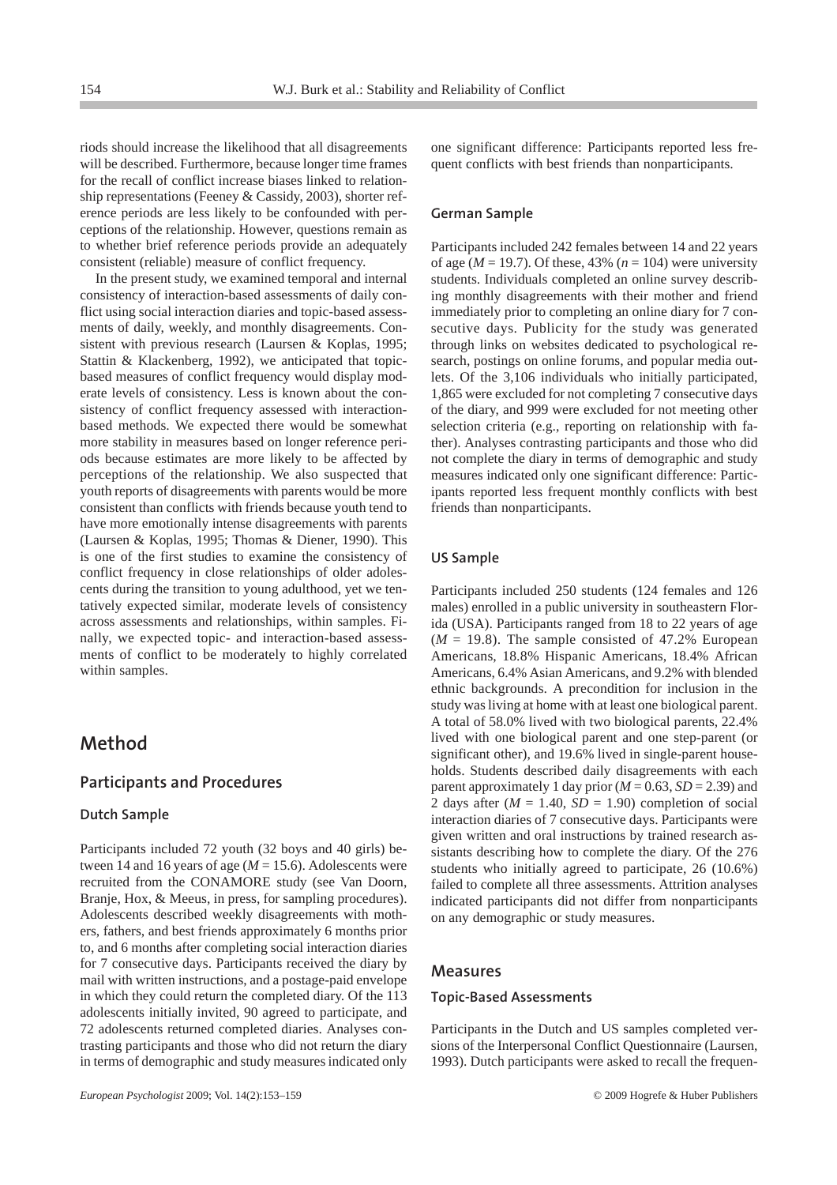riods should increase the likelihood that all disagreements will be described. Furthermore, because longer time frames for the recall of conflict increase biases linked to relationship representations (Feeney & Cassidy, 2003), shorter reference periods are less likely to be confounded with perceptions of the relationship. However, questions remain as to whether brief reference periods provide an adequately consistent (reliable) measure of conflict frequency.

In the present study, we examined temporal and internal consistency of interaction-based assessments of daily conflict using social interaction diaries and topic-based assessments of daily, weekly, and monthly disagreements. Consistent with previous research (Laursen & Koplas, 1995; Stattin & Klackenberg, 1992), we anticipated that topic-based measures of conflict frequency would display moderate levels of consistency. Less is known about the consistency of conflict frequency assessed with interaction-based methods. We expected there would be somewhat more stability in measures based on longer reference periods because estimates are more likely to be affected by perceptions of the relationship. We also suspected that youth reports of disagreements with parents would be more consistent than conflicts with friends because youth tend to have more emotionally intense disagreements with parents (Laursen & Koplas, 1995; Thomas & Diener, 1990). This is one of the first studies to examine the consistency of conflict frequency in close relationships of older adolescents during the transition to young adulthood, yet we tentatively expected similar, moderate levels of consistency across assessments and relationships, within samples. Finally, we expected topic- and interaction-based assessments of conflict to be moderately to highly correlated within samples.

# Method

## Participants and Procedures

### Dutch Sample

Participants included 72 youth (32 boys and 40 girls) between 14 and 16 years of age ($M = 15.6$). Adolescents were recruited from the CONAMORE study (see Van Doorn, Branje, Hox, & Meeus, in press, for sampling procedures). Adolescents described weekly disagreements with mothers, fathers, and best friends approximately 6 months prior to, and 6 months after completing social interaction diaries for 7 consecutive days. Participants received the diary by mail with written instructions, and a postage-paid envelope in which they could return the completed diary. Of the 113 adolescents initially invited, 90 agreed to participate, and 72 adolescents returned completed diaries. Analyses contrasting participants and those who did not return the diary in terms of demographic and study measures indicated only one significant difference: Participants reported less frequent conflicts with best friends than nonparticipants.

### German Sample

Participants included 242 females between 14 and 22 years of age ($M = 19.7$). Of these, 43% ($n = 104$) were university students. Individuals completed an online survey describing monthly disagreements with their mother and friend immediately prior to completing an online diary for 7 consecutive days. Publicity for the study was generated through links on websites dedicated to psychological research, postings on online forums, and popular media outlets. Of the 3,106 individuals who initially participated, 1,865 were excluded for not completing 7 consecutive days of the diary, and 999 were excluded for not meeting other selection criteria (e.g., reporting on relationship with father). Analyses contrasting participants and those who did not complete the diary in terms of demographic and study measures indicated only one significant difference: Participants reported less frequent monthly conflicts with best friends than nonparticipants.

### US Sample

Participants included 250 students (124 females and 126 males) enrolled in a public university in southeastern Florida (USA). Participants ranged from 18 to 22 years of age ($M = 19.8$). The sample consisted of 47.2% European Americans, 18.8% Hispanic Americans, 18.4% African Americans, 6.4% Asian Americans, and 9.2% with blended ethnic backgrounds. A precondition for inclusion in the study was living at home with at least one biological parent. A total of 58.0% lived with two biological parents, 22.4% lived with one biological parent and one step-parent (or significant other), and 19.6% lived in single-parent households. Students described daily disagreements with each parent approximately 1 day prior ($M = 0.63$, $SD = 2.39$) and 2 days after ($M = 1.40$, $SD = 1.90$) completion of social interaction diaries of 7 consecutive days. Participants were given written and oral instructions by trained research assistants describing how to complete the diary. Of the 276 students who initially agreed to participate, 26 (10.6%) failed to complete all three assessments. Attrition analyses indicated participants did not differ from nonparticipants on any demographic or study measures.

## Measures

### Topic-Based Assessments

Participants in the Dutch and US samples completed versions of the Interpersonal Conflict Questionnaire (Laursen, 1993). Dutch participants were asked to recall the frequen-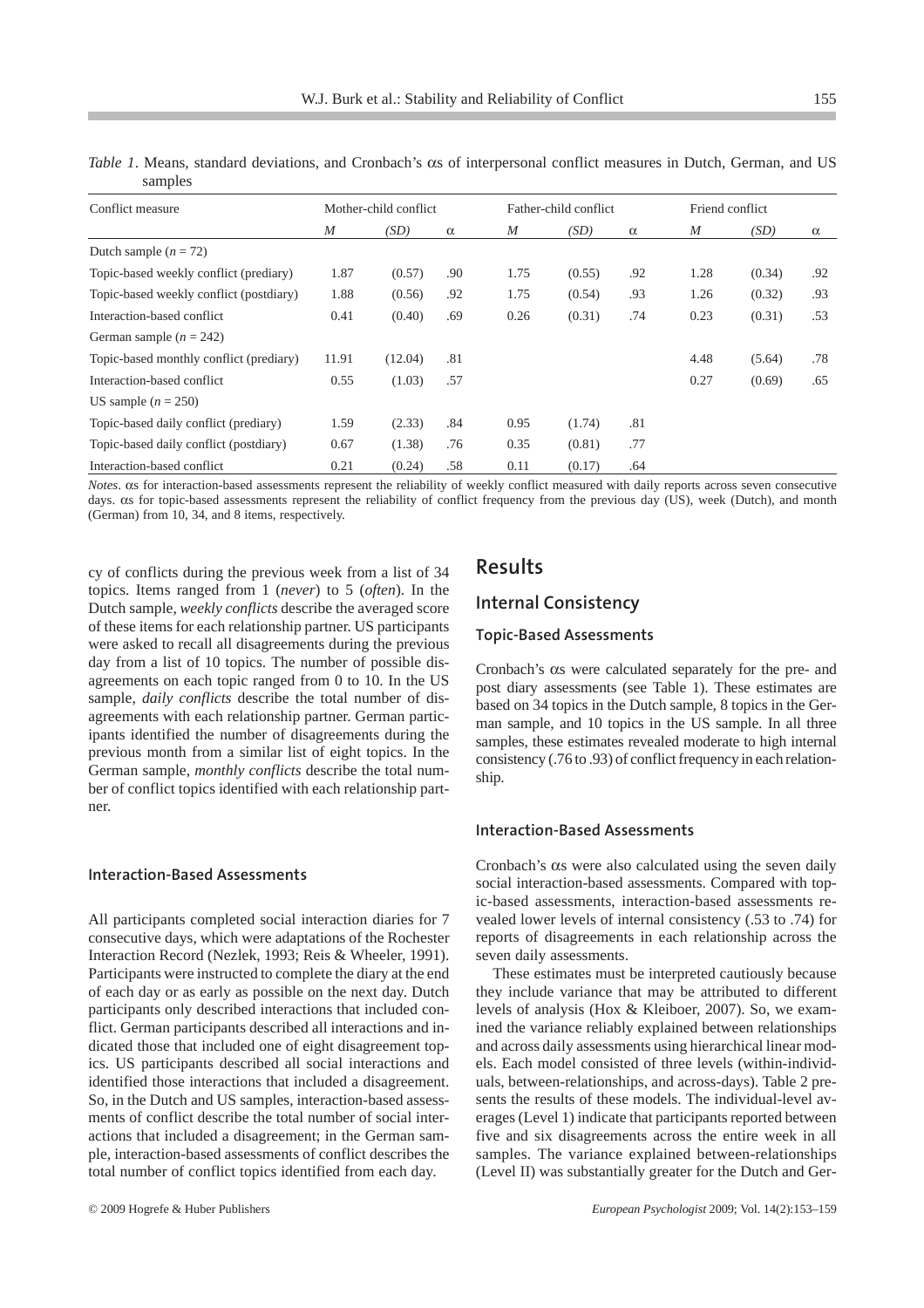*Table 1*. Means, standard deviations, and Cronbach's αs of interpersonal conflict measures in Dutch, German, and US samples

| Conflict measure | Mother-child conflict | | | Father-child conflict | | | Friend conflict | | |
|---|---|---|---|---|---|---|---|---|---|
| | *M* | *(SD)* | α | *M* | *(SD)* | α | *M* | *(SD)* | α |
| Dutch sample ($n = 72$) | | | | | | | | | |
| Topic-based weekly conflict (prediary) | 1.87 | (0.57) | .90 | 1.75 | (0.55) | .92 | 1.28 | (0.34) | .92 |
| Topic-based weekly conflict (postdiary) | 1.88 | (0.56) | .92 | 1.75 | (0.54) | .93 | 1.26 | (0.32) | .93 |
| Interaction-based conflict | 0.41 | (0.40) | .69 | 0.26 | (0.31) | .74 | 0.23 | (0.31) | .53 |
| German sample ($n = 242$) | | | | | | | | | |
| Topic-based monthly conflict (prediary) | 11.91 | (12.04) | .81 | | | | 4.48 | (5.64) | .78 |
| Interaction-based conflict | 0.55 | (1.03) | .57 | | | | 0.27 | (0.69) | .65 |
| US sample ($n = 250$) | | | | | | | | | |
| Topic-based daily conflict (prediary) | 1.59 | (2.33) | .84 | 0.95 | (1.74) | .81 | | | |
| Topic-based daily conflict (postdiary) | 0.67 | (1.38) | .76 | 0.35 | (0.81) | .77 | | | |
| Interaction-based conflict | 0.21 | (0.24) | .58 | 0.11 | (0.17) | .64 | | | |

*Notes*. αs for interaction-based assessments represent the reliability of weekly conflict measured with daily reports across seven consecutive days. αs for topic-based assessments represent the reliability of conflict frequency from the previous day (US), week (Dutch), and month (German) from 10, 34, and 8 items, respectively.

cy of conflicts during the previous week from a list of 34 topics. Items ranged from 1 (*never*) to 5 (*often*). In the Dutch sample, *weekly conflicts* describe the averaged score of these items for each relationship partner. US participants were asked to recall all disagreements during the previous day from a list of 10 topics. The number of possible disagreements on each topic ranged from 0 to 10. In the US sample, *daily conflicts* describe the total number of disagreements with each relationship partner. German participants identified the number of disagreements during the previous month from a similar list of eight topics. In the German sample, *monthly conflicts* describe the total number of conflict topics identified with each relationship partner.

### Interaction-Based Assessments

All participants completed social interaction diaries for 7 consecutive days, which were adaptations of the Rochester Interaction Record (Nezlek, 1993; Reis & Wheeler, 1991). Participants were instructed to complete the diary at the end of each day or as early as possible on the next day. Dutch participants only described interactions that included conflict. German participants described all interactions and indicated those that included one of eight disagreement topics. US participants described all social interactions and identified those interactions that included a disagreement. So, in the Dutch and US samples, interaction-based assessments of conflict describe the total number of social interactions that included a disagreement; in the German sample, interaction-based assessments of conflict describes the total number of conflict topics identified from each day.

# Results

## Internal Consistency

### Topic-Based Assessments

Cronbach's αs were calculated separately for the pre- and post diary assessments (see Table 1). These estimates are based on 34 topics in the Dutch sample, 8 topics in the German sample, and 10 topics in the US sample. In all three samples, these estimates revealed moderate to high internal consistency (.76 to .93) of conflict frequency in each relationship.

### Interaction-Based Assessments

Cronbach's αs were also calculated using the seven daily social interaction-based assessments. Compared with topic-based assessments, interaction-based assessments revealed lower levels of internal consistency (.53 to .74) for reports of disagreements in each relationship across the seven daily assessments.

These estimates must be interpreted cautiously because they include variance that may be attributed to different levels of analysis (Hox & Kleiboer, 2007). So, we examined the variance reliably explained between relationships and across daily assessments using hierarchical linear models. Each model consisted of three levels (within-individuals, between-relationships, and across-days). Table 2 presents the results of these models. The individual-level averages (Level 1) indicate that participants reported between five and six disagreements across the entire week in all samples. The variance explained between-relationships (Level II) was substantially greater for the Dutch and Ger-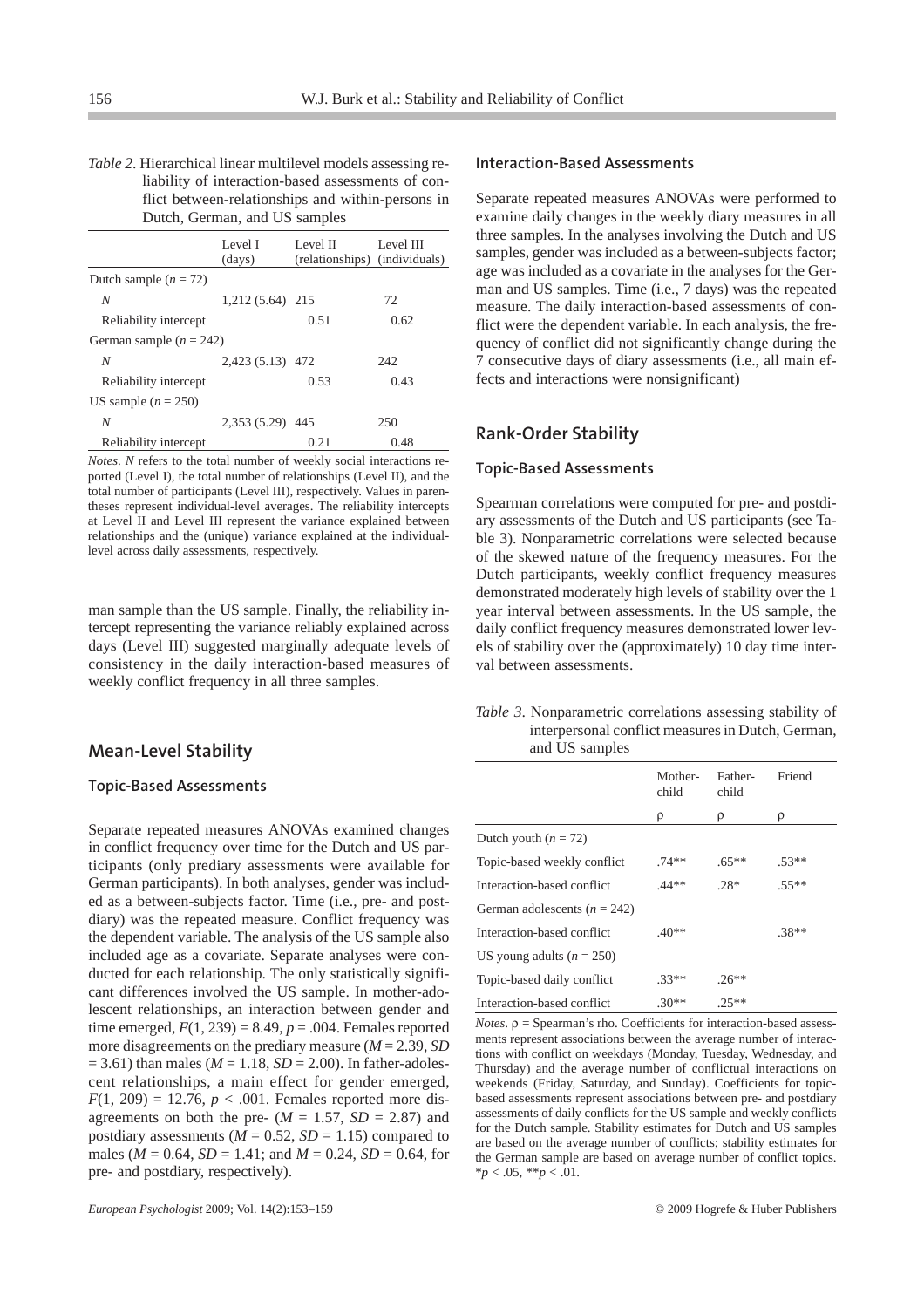*Table 2*. Hierarchical linear multilevel models assessing reliability of interaction-based assessments of conflict between-relationships and within-persons in Dutch, German, and US samples

| | Level I (days) | Level II (relationships) | Level III (individuals) |
|---|---|---|---|
| Dutch sample ($n = 72$) | | | |
| *N* | 1,212 (5.64) | 215 | 72 |
| Reliability intercept | | 0.51 | 0.62 |
| German sample ($n = 242$) | | | |
| *N* | 2,423 (5.13) | 472 | 242 |
| Reliability intercept | | 0.53 | 0.43 |
| US sample ($n = 250$) | | | |
| *N* | 2,353 (5.29) | 445 | 250 |
| Reliability intercept | | 0.21 | 0.48 |

*Notes*. *N* refers to the total number of weekly social interactions reported (Level I), the total number of relationships (Level II), and the total number of participants (Level III), respectively. Values in parentheses represent individual-level averages. The reliability intercepts at Level II and Level III represent the variance explained between relationships and the (unique) variance explained at the individual-level across daily assessments, respectively.

man sample than the US sample. Finally, the reliability intercept representing the variance reliably explained across days (Level III) suggested marginally adequate levels of consistency in the daily interaction-based measures of weekly conflict frequency in all three samples.

## Mean-Level Stability

### Topic-Based Assessments

Separate repeated measures ANOVAs examined changes in conflict frequency over time for the Dutch and US participants (only prediary assessments were available for German participants). In both analyses, gender was included as a between-subjects factor. Time (i.e., pre- and postdiary) was the repeated measure. Conflict frequency was the dependent variable. The analysis of the US sample also included age as a covariate. Separate analyses were conducted for each relationship. The only statistically significant differences involved the US sample. In mother-adolescent relationships, an interaction between gender and time emerged, $F(1, 239) = 8.49$, $p = .004$. Females reported more disagreements on the prediary measure ($M = 2.39$, $SD = 3.61$) than males ($M = 1.18$, $SD = 2.00$). In father-adolescent relationships, a main effect for gender emerged, $F(1, 209) = 12.76$, $p < .001$. Females reported more disagreements on both the pre- ($M = 1.57$, $SD = 2.87$) and postdiary assessments ($M = 0.52$, $SD = 1.15$) compared to males ($M = 0.64$, $SD = 1.41$; and $M = 0.24$, $SD = 0.64$, for pre- and postdiary, respectively).

### Interaction-Based Assessments

Separate repeated measures ANOVAs were performed to examine daily changes in the weekly diary measures in all three samples. In the analyses involving the Dutch and US samples, gender was included as a between-subjects factor; age was included as a covariate in the analyses for the German and US samples. Time (i.e., 7 days) was the repeated measure. The daily interaction-based assessments of conflict were the dependent variable. In each analysis, the frequency of conflict did not significantly change during the 7 consecutive days of diary assessments (i.e., all main effects and interactions were nonsignificant)

## Rank-Order Stability

### Topic-Based Assessments

Spearman correlations were computed for pre- and postdiary assessments of the Dutch and US participants (see Table 3). Nonparametric correlations were selected because of the skewed nature of the frequency measures. For the Dutch participants, weekly conflict frequency measures demonstrated moderately high levels of stability over the 1 year interval between assessments. In the US sample, the daily conflict frequency measures demonstrated lower levels of stability over the (approximately) 10 day time interval between assessments.

*Table 3*. Nonparametric correlations assessing stability of interpersonal conflict measures in Dutch, German, and US samples

| | Mother-child | Father-child | Friend |
|---|---|---|---|
| | ρ | ρ | ρ |
| Dutch youth ($n = 72$) | | | |
| Topic-based weekly conflict | .74** | .65** | .53** |
| Interaction-based conflict | .44** | .28* | .55** |
| German adolescents ($n = 242$) | | | |
| Interaction-based conflict | .40** | | .38** |
| US young adults ($n = 250$) | | | |
| Topic-based daily conflict | .33** | .26** | |
| Interaction-based conflict | .30** | .25** | |

*Notes*. ρ = Spearman's rho. Coefficients for interaction-based assessments represent associations between the average number of interactions with conflict on weekdays (Monday, Tuesday, Wednesday, and Thursday) and the average number of conflictual interactions on weekends (Friday, Saturday, and Sunday). Coefficients for topic-based assessments represent associations between pre- and postdiary assessments of daily conflicts for the US sample and weekly conflicts for the Dutch sample. Stability estimates for Dutch and US samples are based on the average number of conflicts; stability estimates for the German sample are based on average number of conflict topics. *$p < .05$, **$p < .01$.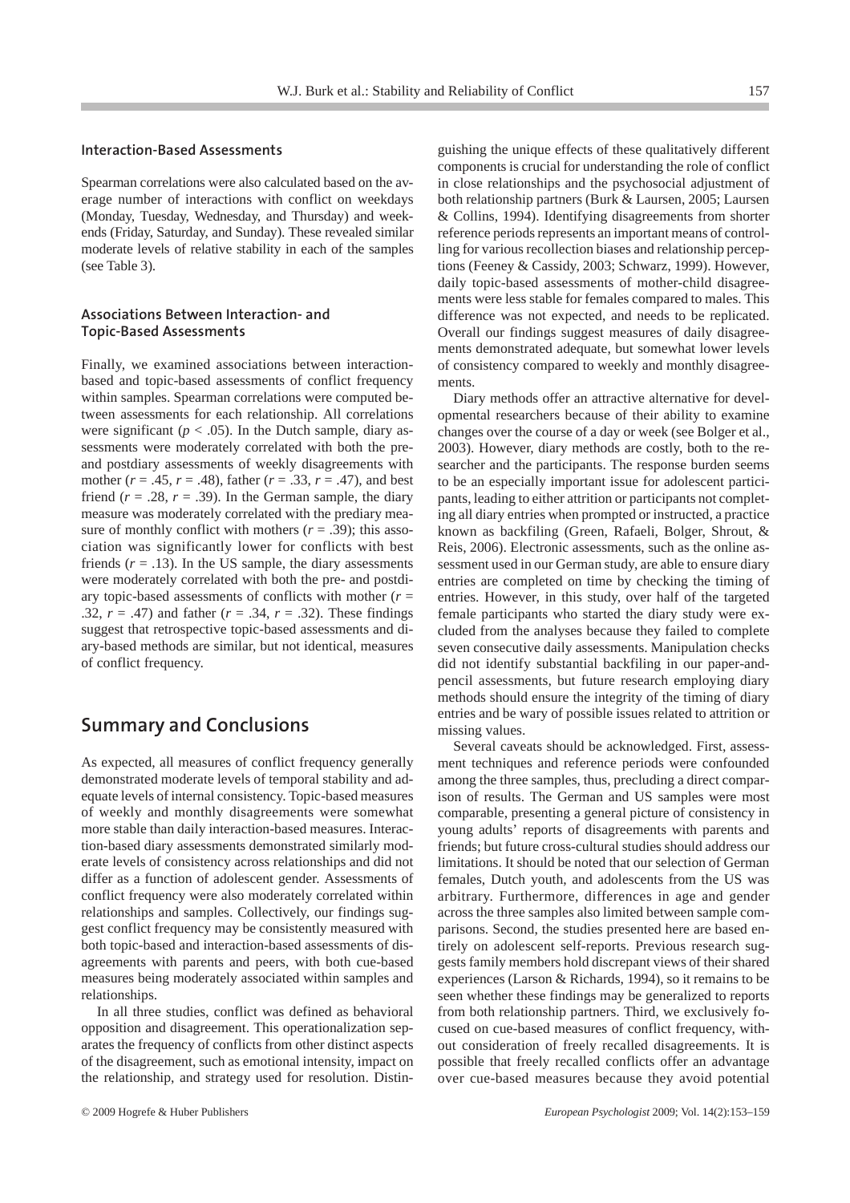### Interaction-Based Assessments

Spearman correlations were also calculated based on the average number of interactions with conflict on weekdays (Monday, Tuesday, Wednesday, and Thursday) and weekends (Friday, Saturday, and Sunday). These revealed similar moderate levels of relative stability in each of the samples (see Table 3).

### Associations Between Interaction- and Topic-Based Assessments

Finally, we examined associations between interaction-based and topic-based assessments of conflict frequency within samples. Spearman correlations were computed between assessments for each relationship. All correlations were significant ($p < .05$). In the Dutch sample, diary assessments were moderately correlated with both the pre- and postdiary assessments of weekly disagreements with mother ($r = .45$, $r = .48$), father ($r = .33$, $r = .47$), and best friend ($r = .28$, $r = .39$). In the German sample, the diary measure was moderately correlated with the prediary measure of monthly conflict with mothers ($r = .39$); this association was significantly lower for conflicts with best friends ($r = .13$). In the US sample, the diary assessments were moderately correlated with both the pre- and postdiary topic-based assessments of conflicts with mother ($r = .32$, $r = .47$) and father ($r = .34$, $r = .32$). These findings suggest that retrospective topic-based assessments and diary-based methods are similar, but not identical, measures of conflict frequency.

## Summary and Conclusions

As expected, all measures of conflict frequency generally demonstrated moderate levels of temporal stability and adequate levels of internal consistency. Topic-based measures of weekly and monthly disagreements were somewhat more stable than daily interaction-based measures. Interaction-based diary assessments demonstrated similarly moderate levels of consistency across relationships and did not differ as a function of adolescent gender. Assessments of conflict frequency were also moderately correlated within relationships and samples. Collectively, our findings suggest conflict frequency may be consistently measured with both topic-based and interaction-based assessments of disagreements with parents and peers, with both cue-based measures being moderately associated within samples and relationships.

In all three studies, conflict was defined as behavioral opposition and disagreement. This operationalization separates the frequency of conflicts from other distinct aspects of the disagreement, such as emotional intensity, impact on the relationship, and strategy used for resolution. Distinguishing the unique effects of these qualitatively different components is crucial for understanding the role of conflict in close relationships and the psychosocial adjustment of both relationship partners (Burk & Laursen, 2005; Laursen & Collins, 1994). Identifying disagreements from shorter reference periods represents an important means of controlling for various recollection biases and relationship perceptions (Feeney & Cassidy, 2003; Schwarz, 1999). However, daily topic-based assessments of mother-child disagreements were less stable for females compared to males. This difference was not expected, and needs to be replicated. Overall our findings suggest measures of daily disagreements demonstrated adequate, but somewhat lower levels of consistency compared to weekly and monthly disagreements.

Diary methods offer an attractive alternative for developmental researchers because of their ability to examine changes over the course of a day or week (see Bolger et al., 2003). However, diary methods are costly, both to the researcher and the participants. The response burden seems to be an especially important issue for adolescent participants, leading to either attrition or participants not completing all diary entries when prompted or instructed, a practice known as backfiling (Green, Rafaeli, Bolger, Shrout, & Reis, 2006). Electronic assessments, such as the online assessment used in our German study, are able to ensure diary entries are completed on time by checking the timing of entries. However, in this study, over half of the targeted female participants who started the diary study were excluded from the analyses because they failed to complete seven consecutive daily assessments. Manipulation checks did not identify substantial backfiling in our paper-and-pencil assessments, but future research employing diary methods should ensure the integrity of the timing of diary entries and be wary of possible issues related to attrition or missing values.

Several caveats should be acknowledged. First, assessment techniques and reference periods were confounded among the three samples, thus, precluding a direct comparison of results. The German and US samples were most comparable, presenting a general picture of consistency in young adults' reports of disagreements with parents and friends; but future cross-cultural studies should address our limitations. It should be noted that our selection of German females, Dutch youth, and adolescents from the US was arbitrary. Furthermore, differences in age and gender across the three samples also limited between sample comparisons. Second, the studies presented here are based entirely on adolescent self-reports. Previous research suggests family members hold discrepant views of their shared experiences (Larson & Richards, 1994), so it remains to be seen whether these findings may be generalized to reports from both relationship partners. Third, we exclusively focused on cue-based measures of conflict frequency, without consideration of freely recalled disagreements. It is possible that freely recalled conflicts offer an advantage over cue-based measures because they avoid potential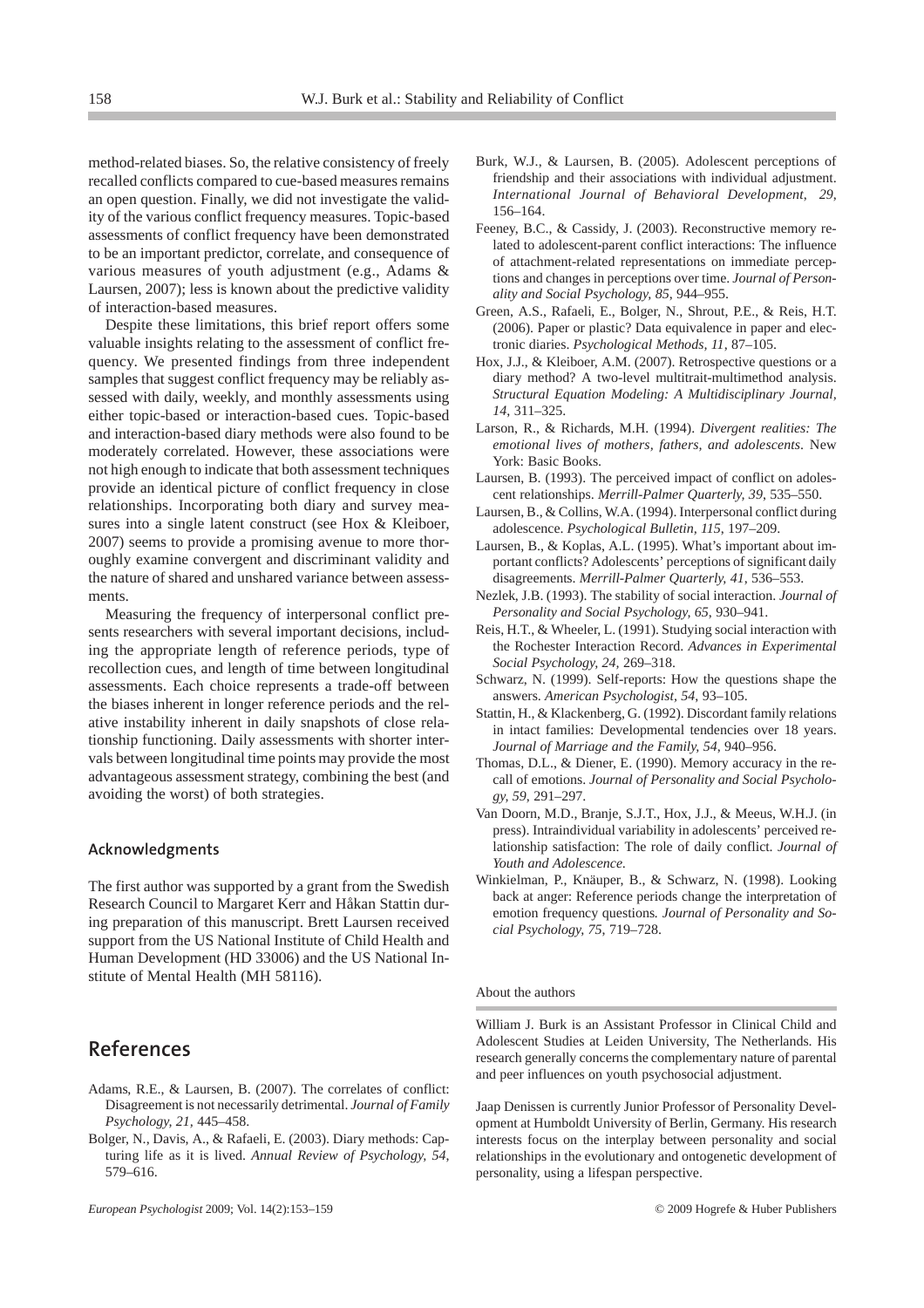method-related biases. So, the relative consistency of freely recalled conflicts compared to cue-based measures remains an open question. Finally, we did not investigate the validity of the various conflict frequency measures. Topic-based assessments of conflict frequency have been demonstrated to be an important predictor, correlate, and consequence of various measures of youth adjustment (e.g., Adams & Laursen, 2007); less is known about the predictive validity of interaction-based measures.

Despite these limitations, this brief report offers some valuable insights relating to the assessment of conflict frequency. We presented findings from three independent samples that suggest conflict frequency may be reliably assessed with daily, weekly, and monthly assessments using either topic-based or interaction-based cues. Topic-based and interaction-based diary methods were also found to be moderately correlated. However, these associations were not high enough to indicate that both assessment techniques provide an identical picture of conflict frequency in close relationships. Incorporating both diary and survey measures into a single latent construct (see Hox & Kleiboer, 2007) seems to provide a promising avenue to more thoroughly examine convergent and discriminant validity and the nature of shared and unshared variance between assessments.

Measuring the frequency of interpersonal conflict presents researchers with several important decisions, including the appropriate length of reference periods, type of recollection cues, and length of time between longitudinal assessments. Each choice represents a trade-off between the biases inherent in longer reference periods and the relative instability inherent in daily snapshots of close relationship functioning. Daily assessments with shorter intervals between longitudinal time points may provide the most advantageous assessment strategy, combining the best (and avoiding the worst) of both strategies.

### Acknowledgments

The first author was supported by a grant from the Swedish Research Council to Margaret Kerr and Håkan Stattin during preparation of this manuscript. Brett Laursen received support from the US National Institute of Child Health and Human Development (HD 33006) and the US National Institute of Mental Health (MH 58116).

## References

Adams, R.E., & Laursen, B. (2007). The correlates of conflict: Disagreement is not necessarily detrimental. *Journal of Family Psychology, 21,* 445–458.

Bolger, N., Davis, A., & Rafaeli, E. (2003). Diary methods: Capturing life as it is lived. *Annual Review of Psychology, 54,* 579–616.

Burk, W.J., & Laursen, B. (2005). Adolescent perceptions of friendship and their associations with individual adjustment. *International Journal of Behavioral Development, 29,* 156–164.

Feeney, B.C., & Cassidy, J. (2003). Reconstructive memory related to adolescent-parent conflict interactions: The influence of attachment-related representations on immediate perceptions and changes in perceptions over time. *Journal of Personality and Social Psychology, 85,* 944–955.

Green, A.S., Rafaeli, E., Bolger, N., Shrout, P.E., & Reis, H.T. (2006). Paper or plastic? Data equivalence in paper and electronic diaries. *Psychological Methods, 11,* 87–105.

Hox, J.J., & Kleiboer, A.M. (2007). Retrospective questions or a diary method? A two-level multitrait-multimethod analysis. *Structural Equation Modeling: A Multidisciplinary Journal, 14,* 311–325.

Larson, R., & Richards, M.H. (1994). *Divergent realities: The emotional lives of mothers, fathers, and adolescents*. New York: Basic Books.

Laursen, B. (1993). The perceived impact of conflict on adolescent relationships. *Merrill-Palmer Quarterly, 39,* 535–550.

Laursen, B., & Collins, W.A. (1994). Interpersonal conflict during adolescence. *Psychological Bulletin, 115,* 197–209.

Laursen, B., & Koplas, A.L. (1995). What's important about important conflicts? Adolescents' perceptions of significant daily disagreements. *Merrill-Palmer Quarterly, 41,* 536–553.

Nezlek, J.B. (1993). The stability of social interaction. *Journal of Personality and Social Psychology, 65,* 930–941.

Reis, H.T., & Wheeler, L. (1991). Studying social interaction with the Rochester Interaction Record. *Advances in Experimental Social Psychology, 24,* 269–318.

Schwarz, N. (1999). Self-reports: How the questions shape the answers. *American Psychologist, 54,* 93–105.

Stattin, H., & Klackenberg, G. (1992). Discordant family relations in intact families: Developmental tendencies over 18 years. *Journal of Marriage and the Family, 54,* 940–956.

Thomas, D.L., & Diener, E. (1990). Memory accuracy in the recall of emotions. *Journal of Personality and Social Psychology, 59,* 291–297.

Van Doorn, M.D., Branje, S.J.T., Hox, J.J., & Meeus, W.H.J. (in press). Intraindividual variability in adolescents' perceived relationship satisfaction: The role of daily conflict. *Journal of Youth and Adolescence.*

Winkielman, P., Knäuper, B., & Schwarz, N. (1998). Looking back at anger: Reference periods change the interpretation of emotion frequency questions. *Journal of Personality and Social Psychology, 75,* 719–728.

### About the authors

William J. Burk is an Assistant Professor in Clinical Child and Adolescent Studies at Leiden University, The Netherlands. His research generally concerns the complementary nature of parental and peer influences on youth psychosocial adjustment.

Jaap Denissen is currently Junior Professor of Personality Development at Humboldt University of Berlin, Germany. His research interests focus on the interplay between personality and social relationships in the evolutionary and ontogenetic development of personality, using a lifespan perspective.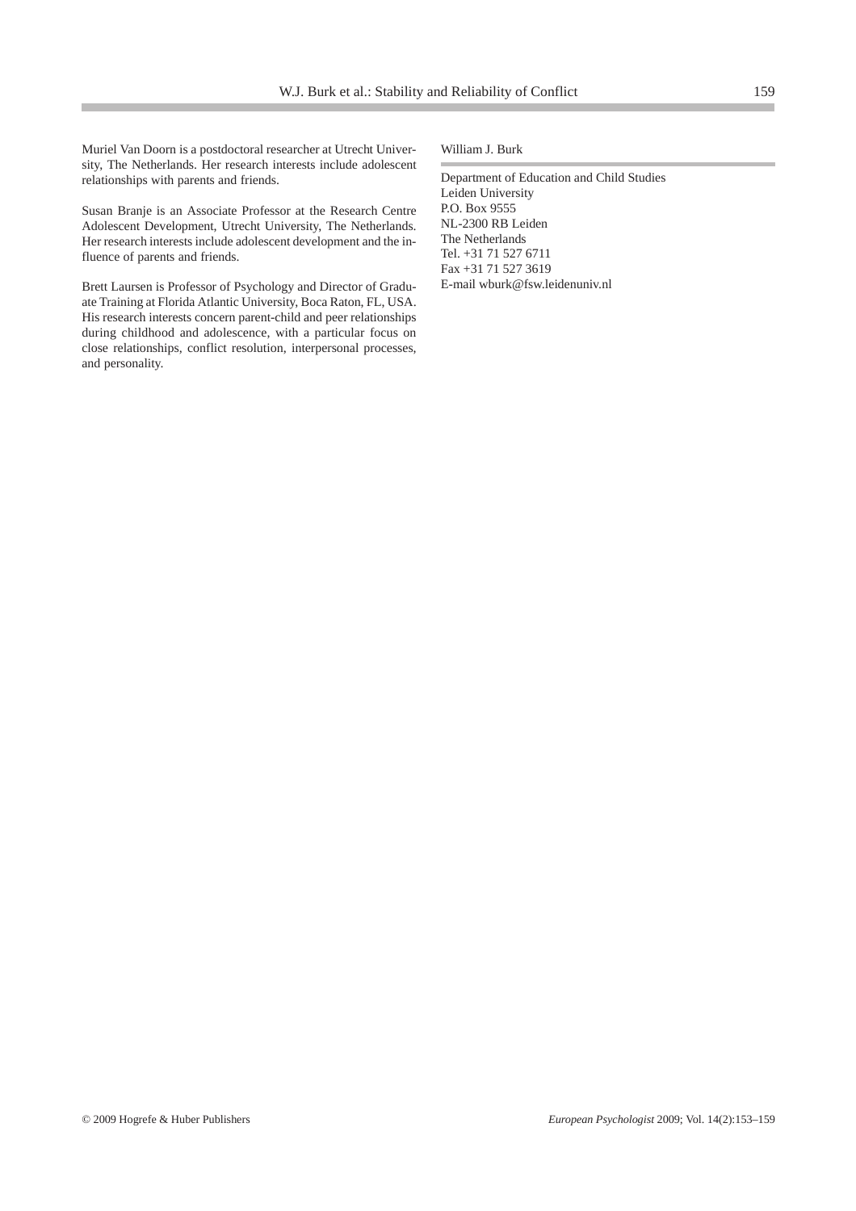Muriel Van Doorn is a postdoctoral researcher at Utrecht University, The Netherlands. Her research interests include adolescent relationships with parents and friends.

Susan Branje is an Associate Professor at the Research Centre Adolescent Development, Utrecht University, The Netherlands. Her research interests include adolescent development and the influence of parents and friends.

Brett Laursen is Professor of Psychology and Director of Graduate Training at Florida Atlantic University, Boca Raton, FL, USA. His research interests concern parent-child and peer relationships during childhood and adolescence, with a particular focus on close relationships, conflict resolution, interpersonal processes, and personality.

William J. Burk

Department of Education and Child Studies
Leiden University
P.O. Box 9555
NL-2300 RB Leiden
The Netherlands
Tel. +31 71 527 6711
Fax +31 71 527 3619
E-mail wburk@fsw.leidenuniv.nl